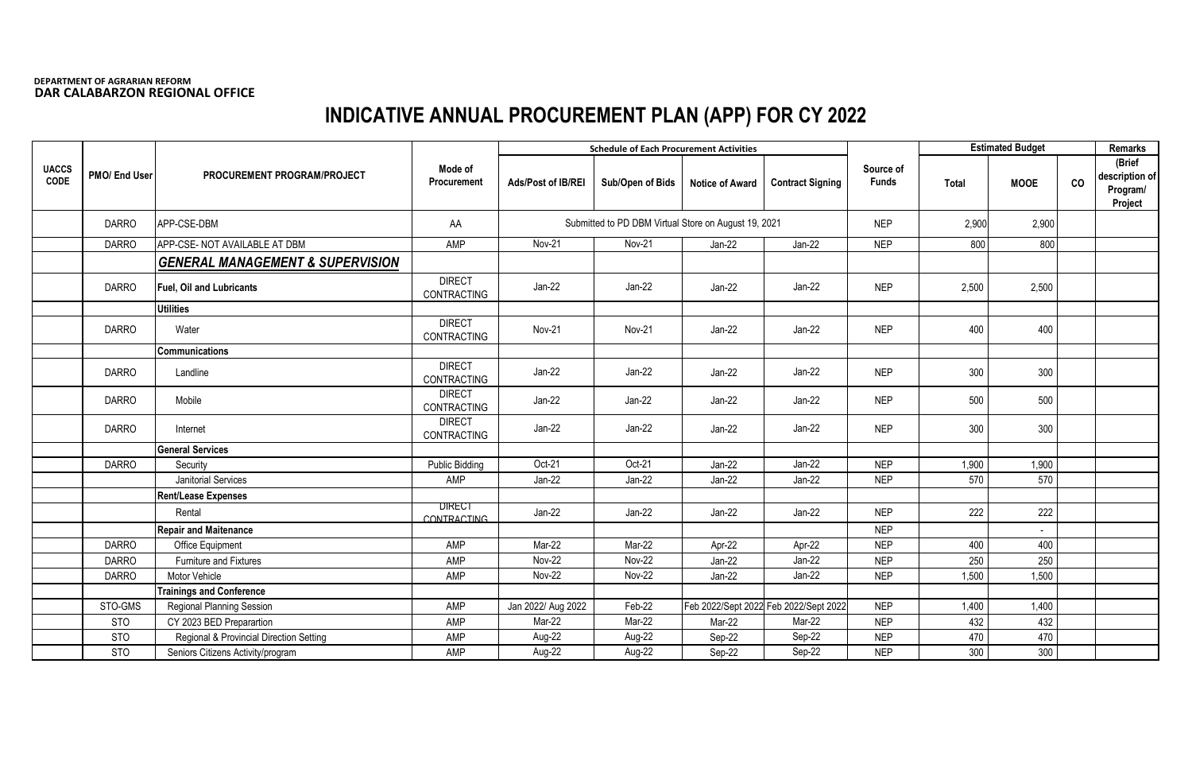**DEPARTMENT OF AGRARIAN REFORM**
**DAR CALABARZON REGIONAL OFFICE**

# INDICATIVE ANNUAL PROCUREMENT PLAN (APP) FOR CY 2022

| UACCS CODE | PMO/ End User | PROCUREMENT PROGRAM/PROJECT | Mode of Procurement | Schedule of Each Procurement Activities | | | | Source of Funds | Estimated Budget | | | Remarks |
|---|---|---|---|---|---|---|---|---|---|---|---|---|
| | | | | Ads/Post of IB/REI | Sub/Open of Bids | Notice of Award | Contract Signing | | Total | MOOE | CO | (Brief description of Program/ Project |
| | DARRO | APP-CSE-DBM | AA | Submitted to PD DBM Virtual Store on August 19, 2021 | | | | NEP | 2,900 | 2,900 | | |
| | DARRO | APP-CSE- NOT AVAILABLE AT DBM | AMP | Nov-21 | Nov-21 | Jan-22 | Jan-22 | NEP | 800 | 800 | | |
| | | ***GENERAL MANAGEMENT & SUPERVISION*** | | | | | | | | | | |
| | DARRO | **Fuel, Oil and Lubricants** | DIRECT CONTRACTING | Jan-22 | Jan-22 | Jan-22 | Jan-22 | NEP | 2,500 | 2,500 | | |
| | | **Utilities** | | | | | | | | | | |
| | DARRO | Water | DIRECT CONTRACTING | Nov-21 | Nov-21 | Jan-22 | Jan-22 | NEP | 400 | 400 | | |
| | | **Communications** | | | | | | | | | | |
| | DARRO | Landline | DIRECT CONTRACTING | Jan-22 | Jan-22 | Jan-22 | Jan-22 | NEP | 300 | 300 | | |
| | DARRO | Mobile | DIRECT CONTRACTING | Jan-22 | Jan-22 | Jan-22 | Jan-22 | NEP | 500 | 500 | | |
| | DARRO | Internet | DIRECT CONTRACTING | Jan-22 | Jan-22 | Jan-22 | Jan-22 | NEP | 300 | 300 | | |
| | | **General Services** | | | | | | | | | | |
| | DARRO | Security | Public Bidding | Oct-21 | Oct-21 | Jan-22 | Jan-22 | NEP | 1,900 | 1,900 | | |
| | | Janitorial Services | AMP | Jan-22 | Jan-22 | Jan-22 | Jan-22 | NEP | 570 | 570 | | |
| | | **Rent/Lease Expenses** | | | | | | | | | | |
| | | Rental | DIRECT CONTRACTING | Jan-22 | Jan-22 | Jan-22 | Jan-22 | NEP | 222 | 222 | | |
| | | **Repair and Maitenance** | | | | | | NEP | | - | | |
| | DARRO | Office Equipment | AMP | Mar-22 | Mar-22 | Apr-22 | Apr-22 | NEP | 400 | 400 | | |
| | DARRO | Furniture and Fixtures | AMP | Nov-22 | Nov-22 | Jan-22 | Jan-22 | NEP | 250 | 250 | | |
| | DARRO | Motor Vehicle | AMP | Nov-22 | Nov-22 | Jan-22 | Jan-22 | NEP | 1,500 | 1,500 | | |
| | | **Trainings and Conference** | | | | | | | | | | |
| | STO-GMS | Regional Planning Session | AMP | Jan 2022/ Aug 2022 | Feb-22 | Feb 2022/Sept 2022 | Feb 2022/Sept 2022 | NEP | 1,400 | 1,400 | | |
| | STO | CY 2023 BED Preparartion | AMP | Mar-22 | Mar-22 | Mar-22 | Mar-22 | NEP | 432 | 432 | | |
| | STO | Regional & Provincial Direction Setting | AMP | Aug-22 | Aug-22 | Sep-22 | Sep-22 | NEP | 470 | 470 | | |
| | STO | Seniors Citizens Activity/program | AMP | Aug-22 | Aug-22 | Sep-22 | Sep-22 | NEP | 300 | 300 | | |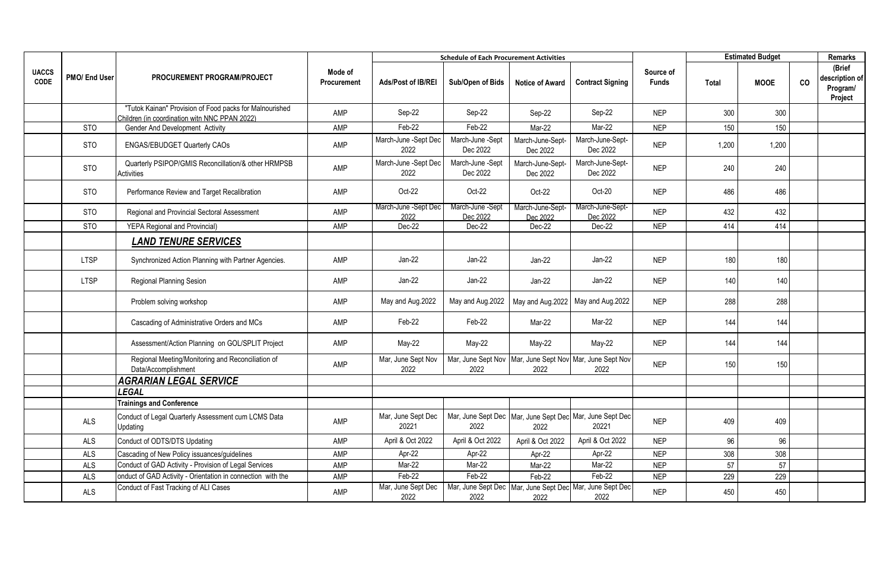| UACCS CODE | PMO/ End User | PROCUREMENT PROGRAM/PROJECT | Mode of Procurement | Schedule of Each Procurement Activities | | | | Source of Funds | Estimated Budget | | | Remarks |
|---|---|---|---|---|---|---|---|---|---|---|---|---|
| | | | | Ads/Post of IB/REI | Sub/Open of Bids | Notice of Award | Contract Signing | | Total | MOOE | CO | (Brief description of Program/ Project |
| | | "Tutok Kainan" Provision of Food packs for Malnourished Children (in coordination witn NNC PPAN 2022) | AMP | Sep-22 | Sep-22 | Sep-22 | Sep-22 | NEP | 300 | 300 | | |
| | STO | Gender And Development Activity | AMP | Feb-22 | Feb-22 | Mar-22 | Mar-22 | NEP | 150 | 150 | | |
| | STO | ENGAS/EBUDGET Quarterly CAOs | AMP | March-June -Sept Dec 2022 | March-June -Sept Dec 2022 | March-June-Sept-Dec 2022 | March-June-Sept-Dec 2022 | NEP | 1,200 | 1,200 | | |
| | STO | Quarterly PSIPOP/GMIS Reconcillation/& other HRMPSB Activities | AMP | March-June -Sept Dec 2022 | March-June -Sept Dec 2022 | March-June-Sept-Dec 2022 | March-June-Sept-Dec 2022 | NEP | 240 | 240 | | |
| | STO | Performance Review and Target Recalibration | AMP | Oct-22 | Oct-22 | Oct-22 | Oct-20 | NEP | 486 | 486 | | |
| | STO | Regional and Provincial Sectoral Assessment | AMP | March-June -Sept Dec 2022 | March-June -Sept Dec 2022 | March-June-Sept-Dec 2022 | March-June-Sept-Dec 2022 | NEP | 432 | 432 | | |
| | STO | YEPA Regional and Provincial) | AMP | Dec-22 | Dec-22 | Dec-22 | Dec-22 | NEP | 414 | 414 | | |
| | | ***LAND TENURE SERVICES*** | | | | | | | | | | |
| | LTSP | Synchronized Action Planning with Partner Agencies. | AMP | Jan-22 | Jan-22 | Jan-22 | Jan-22 | NEP | 180 | 180 | | |
| | LTSP | Regional Planning Sesion | AMP | Jan-22 | Jan-22 | Jan-22 | Jan-22 | NEP | 140 | 140 | | |
| | | Problem solving workshop | AMP | May and Aug.2022 | May and Aug.2022 | May and Aug.2022 | May and Aug.2022 | NEP | 288 | 288 | | |
| | | Cascading of Administrative Orders and MCs | AMP | Feb-22 | Feb-22 | Mar-22 | Mar-22 | NEP | 144 | 144 | | |
| | | Assessment/Action Planning on GOL/SPLIT Project | AMP | May-22 | May-22 | May-22 | May-22 | NEP | 144 | 144 | | |
| | | Regional Meeting/Monitoring and Reconciliation of Data/Accomplishment | AMP | Mar, June Sept Nov 2022 | Mar, June Sept Nov 2022 | Mar, June Sept Nov 2022 | Mar, June Sept Nov 2022 | NEP | 150 | 150 | | |
| | | ***AGRARIAN LEGAL SERVICE*** | | | | | | | | | | |
| | | ***LEGAL*** | | | | | | | | | | |
| | | **Trainings and Conference** | | | | | | | | | | |
| | ALS | Conduct of Legal Quarterly Assessment cum LCMS Data Updating | AMP | Mar, June Sept Dec 20221 | Mar, June Sept Dec 2022 | Mar, June Sept Dec 2022 | Mar, June Sept Dec 20221 | NEP | 409 | 409 | | |
| | ALS | Conduct of ODTS/DTS Updating | AMP | April & Oct 2022 | April & Oct 2022 | April & Oct 2022 | April & Oct 2022 | NEP | 96 | 96 | | |
| | ALS | Cascading of New Policy issuances/guidelines | AMP | Apr-22 | Apr-22 | Apr-22 | Apr-22 | NEP | 308 | 308 | | |
| | ALS | Conduct of GAD Activity - Provision of Legal Services | AMP | Mar-22 | Mar-22 | Mar-22 | Mar-22 | NEP | 57 | 57 | | |
| | ALS | onduct of GAD Activity - Orientation in connection with the | AMP | Feb-22 | Feb-22 | Feb-22 | Feb-22 | NEP | 229 | 229 | | |
| | ALS | Conduct of Fast Tracking of ALI Cases | AMP | Mar, June Sept Dec 2022 | Mar, June Sept Dec 2022 | Mar, June Sept Dec 2022 | Mar, June Sept Dec 2022 | NEP | 450 | 450 | | |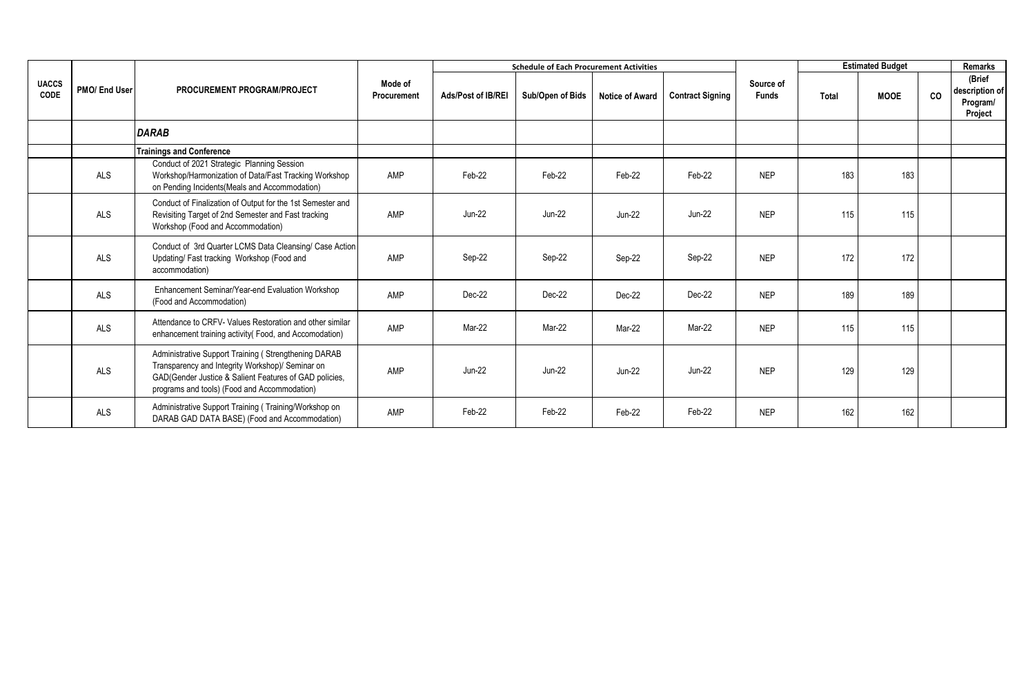| UACCS CODE | PMO/ End User | PROCUREMENT PROGRAM/PROJECT | Mode of Procurement | Schedule of Each Procurement Activities | | | | Source of Funds | Estimated Budget | | | Remarks |
|---|---|---|---|---|---|---|---|---|---|---|---|---|
| | | | | Ads/Post of IB/REI | Sub/Open of Bids | Notice of Award | Contract Signing | | Total | MOOE | CO | (Brief description of Program/ Project |
| | | ***DARAB*** | | | | | | | | | | |
| | | **Trainings and Conference** | | | | | | | | | | |
| | ALS | Conduct of 2021 Strategic Planning Session Workshop/Harmonization of Data/Fast Tracking Workshop on Pending Incidents(Meals and Accommodation) | AMP | Feb-22 | Feb-22 | Feb-22 | Feb-22 | NEP | 183 | 183 | | |
| | ALS | Conduct of Finalization of Output for the 1st Semester and Revisiting Target of 2nd Semester and Fast tracking Workshop (Food and Accommodation) | AMP | Jun-22 | Jun-22 | Jun-22 | Jun-22 | NEP | 115 | 115 | | |
| | ALS | Conduct of 3rd Quarter LCMS Data Cleansing/ Case Action Updating/ Fast tracking Workshop (Food and accommodation) | AMP | Sep-22 | Sep-22 | Sep-22 | Sep-22 | NEP | 172 | 172 | | |
| | ALS | Enhancement Seminar/Year-end Evaluation Workshop (Food and Accommodation) | AMP | Dec-22 | Dec-22 | Dec-22 | Dec-22 | NEP | 189 | 189 | | |
| | ALS | Attendance to CRFV- Values Restoration and other similar enhancement training activity( Food, and Accomodation) | AMP | Mar-22 | Mar-22 | Mar-22 | Mar-22 | NEP | 115 | 115 | | |
| | ALS | Administrative Support Training ( Strengthening DARAB Transparency and Integrity Workshop)/ Seminar on GAD(Gender Justice & Salient Features of GAD policies, programs and tools) (Food and Accommodation) | AMP | Jun-22 | Jun-22 | Jun-22 | Jun-22 | NEP | 129 | 129 | | |
| | ALS | Administrative Support Training ( Training/Workshop on DARAB GAD DATA BASE) (Food and Accommodation) | AMP | Feb-22 | Feb-22 | Feb-22 | Feb-22 | NEP | 162 | 162 | | |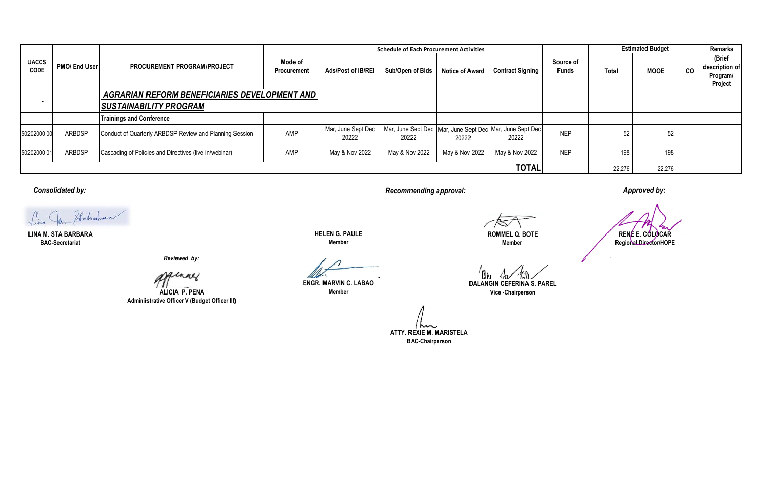| UACCS CODE | PMO/ End User | PROCUREMENT PROGRAM/PROJECT | Mode of Procurement | Schedule of Each Procurement Activities | | | | Source of Funds | Estimated Budget | | | Remarks |
|---|---|---|---|---|---|---|---|---|---|---|---|---|
| | | | | Ads/Post of IB/REI | Sub/Open of Bids | Notice of Award | Contract Signing | | Total | MOOE | CO | (Brief description of Program/ Project |
| - | | ***AGRARIAN REFORM BENEFICIARIES DEVELOPMENT AND SUSTAINABILITY PROGRAM*** | | | | | | | | | | |
| | | **Trainings and Conference** | | | | | | | | | | |
| 50202000 00 | ARBDSP | Conduct of Quarterly ARBDSP Review and Planning Session | AMP | Mar, June Sept Dec 20222 | Mar, June Sept Dec 20222 | Mar, June Sept Dec 20222 | Mar, June Sept Dec 20222 | NEP | 52 | 52 | | |
| 50202000 01 | ARBDSP | Cascading of Policies and Directives (live in/webinar) | AMP | May & Nov 2022 | May & Nov 2022 | May & Nov 2022 | May & Nov 2022 | NEP | 198 | 198 | | |
| | | | | | | | **TOTAL** | | 22,276 | 22,276 | | |

*Consolidated by:*

**LINA M. STA BARBARA**
**BAC-Secretariat**

*Reviewed by:*

**ALICIA P. PENA**
**Adminiistrative Officer V (Budget Officer III)**

*Recommending approval:*

**HELEN G. PAULE**
**Member**

**ROMMEL Q. BOTE**
**Member**

**ENGR. MARVIN C. LABAO**
**Member**

**DALANGIN CEFERINA S. PAREL**
**Vice -Chairperson**

**ATTY. REXIE M. MARISTELA**
**BAC-Chairperson**

*Approved by:*

**RENE E. COLOCAR**
**Regional Director/HOPE**